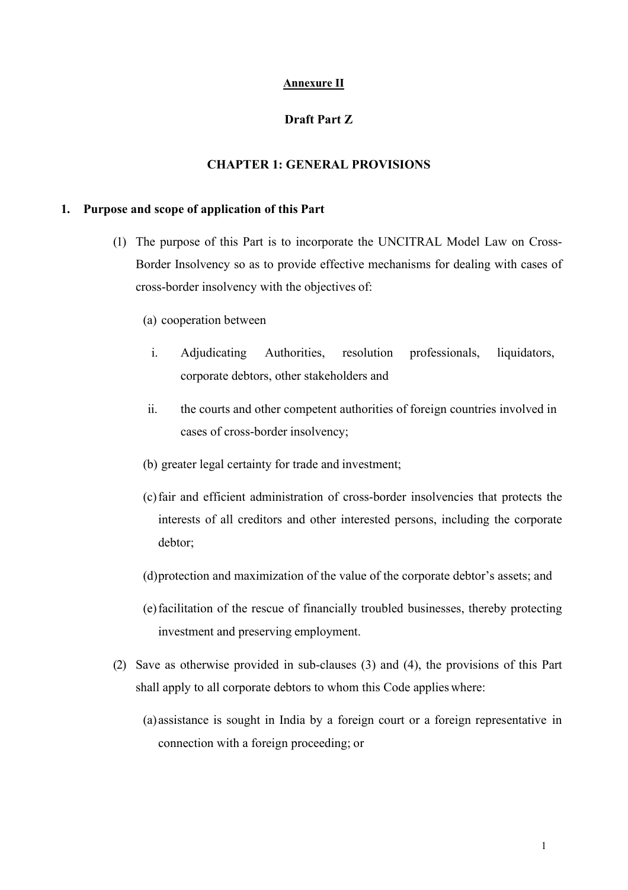**Annexure II**

**Draft Part Z**

## CHAPTER 1: GENERAL PROVISIONS

### 1. Purpose and scope of application of this Part

(1) The purpose of this Part is to incorporate the UNCITRAL Model Law on Cross-Border Insolvency so as to provide effective mechanisms for dealing with cases of cross-border insolvency with the objectives of:

  (a) cooperation between

    i. Adjudicating Authorities, resolution professionals, liquidators, corporate debtors, other stakeholders and

    ii. the courts and other competent authorities of foreign countries involved in cases of cross-border insolvency;

  (b) greater legal certainty for trade and investment;

  (c) fair and efficient administration of cross-border insolvencies that protects the interests of all creditors and other interested persons, including the corporate debtor;

  (d) protection and maximization of the value of the corporate debtor's assets; and

  (e) facilitation of the rescue of financially troubled businesses, thereby protecting investment and preserving employment.

(2) Save as otherwise provided in sub-clauses (3) and (4), the provisions of this Part shall apply to all corporate debtors to whom this Code applies where:

  (a) assistance is sought in India by a foreign court or a foreign representative in connection with a foreign proceeding; or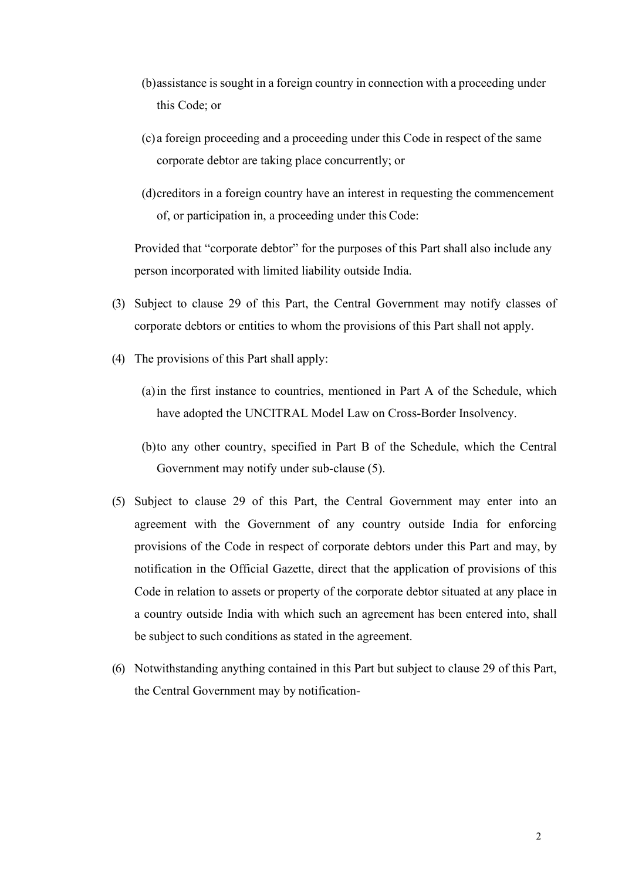(b) assistance is sought in a foreign country in connection with a proceeding under this Code; or

(c) a foreign proceeding and a proceeding under this Code in respect of the same corporate debtor are taking place concurrently; or

(d) creditors in a foreign country have an interest in requesting the commencement of, or participation in, a proceeding under this Code:

Provided that "corporate debtor" for the purposes of this Part shall also include any person incorporated with limited liability outside India.

(3) Subject to clause 29 of this Part, the Central Government may notify classes of corporate debtors or entities to whom the provisions of this Part shall not apply.

(4) The provisions of this Part shall apply:

(a) in the first instance to countries, mentioned in Part A of the Schedule, which have adopted the UNCITRAL Model Law on Cross-Border Insolvency.

(b) to any other country, specified in Part B of the Schedule, which the Central Government may notify under sub-clause (5).

(5) Subject to clause 29 of this Part, the Central Government may enter into an agreement with the Government of any country outside India for enforcing provisions of the Code in respect of corporate debtors under this Part and may, by notification in the Official Gazette, direct that the application of provisions of this Code in relation to assets or property of the corporate debtor situated at any place in a country outside India with which such an agreement has been entered into, shall be subject to such conditions as stated in the agreement.

(6) Notwithstanding anything contained in this Part but subject to clause 29 of this Part, the Central Government may by notification-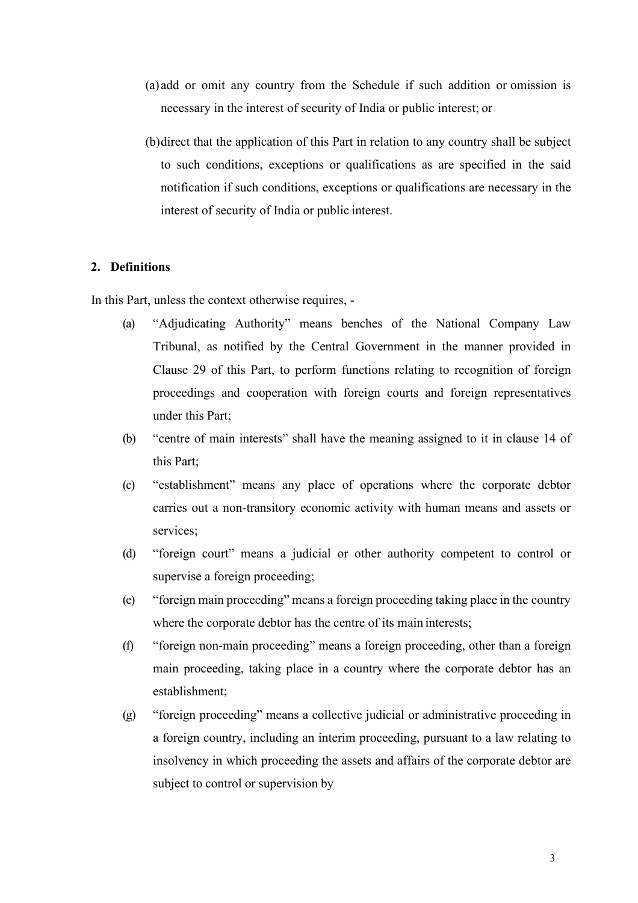(a) add or omit any country from the Schedule if such addition or omission is necessary in the interest of security of India or public interest; or

(b) direct that the application of this Part in relation to any country shall be subject to such conditions, exceptions or qualifications as are specified in the said notification if such conditions, exceptions or qualifications are necessary in the interest of security of India or public interest.

## 2. Definitions

In this Part, unless the context otherwise requires, -

(a) "Adjudicating Authority" means benches of the National Company Law Tribunal, as notified by the Central Government in the manner provided in Clause 29 of this Part, to perform functions relating to recognition of foreign proceedings and cooperation with foreign courts and foreign representatives under this Part;

(b) "centre of main interests" shall have the meaning assigned to it in clause 14 of this Part;

(c) "establishment" means any place of operations where the corporate debtor carries out a non-transitory economic activity with human means and assets or services;

(d) "foreign court" means a judicial or other authority competent to control or supervise a foreign proceeding;

(e) "foreign main proceeding" means a foreign proceeding taking place in the country where the corporate debtor has the centre of its main interests;

(f) "foreign non-main proceeding" means a foreign proceeding, other than a foreign main proceeding, taking place in a country where the corporate debtor has an establishment;

(g) "foreign proceeding" means a collective judicial or administrative proceeding in a foreign country, including an interim proceeding, pursuant to a law relating to insolvency in which proceeding the assets and affairs of the corporate debtor are subject to control or supervision by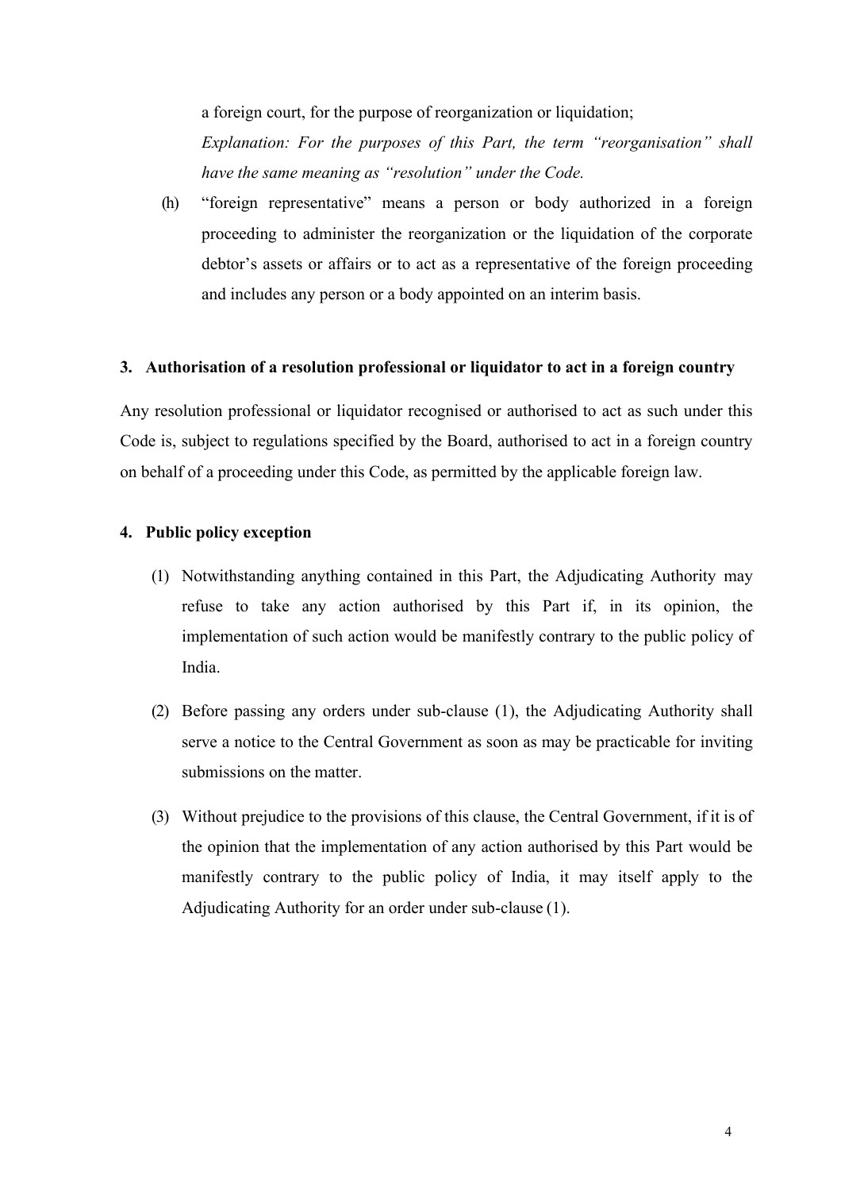a foreign court, for the purpose of reorganization or liquidation;

*Explanation: For the purposes of this Part, the term "reorganisation" shall have the same meaning as "resolution" under the Code.*

(h) "foreign representative" means a person or body authorized in a foreign proceeding to administer the reorganization or the liquidation of the corporate debtor's assets or affairs or to act as a representative of the foreign proceeding and includes any person or a body appointed on an interim basis.

**3. Authorisation of a resolution professional or liquidator to act in a foreign country**

Any resolution professional or liquidator recognised or authorised to act as such under this Code is, subject to regulations specified by the Board, authorised to act in a foreign country on behalf of a proceeding under this Code, as permitted by the applicable foreign law.

**4. Public policy exception**

(1) Notwithstanding anything contained in this Part, the Adjudicating Authority may refuse to take any action authorised by this Part if, in its opinion, the implementation of such action would be manifestly contrary to the public policy of India.

(2) Before passing any orders under sub-clause (1), the Adjudicating Authority shall serve a notice to the Central Government as soon as may be practicable for inviting submissions on the matter.

(3) Without prejudice to the provisions of this clause, the Central Government, if it is of the opinion that the implementation of any action authorised by this Part would be manifestly contrary to the public policy of India, it may itself apply to the Adjudicating Authority for an order under sub-clause (1).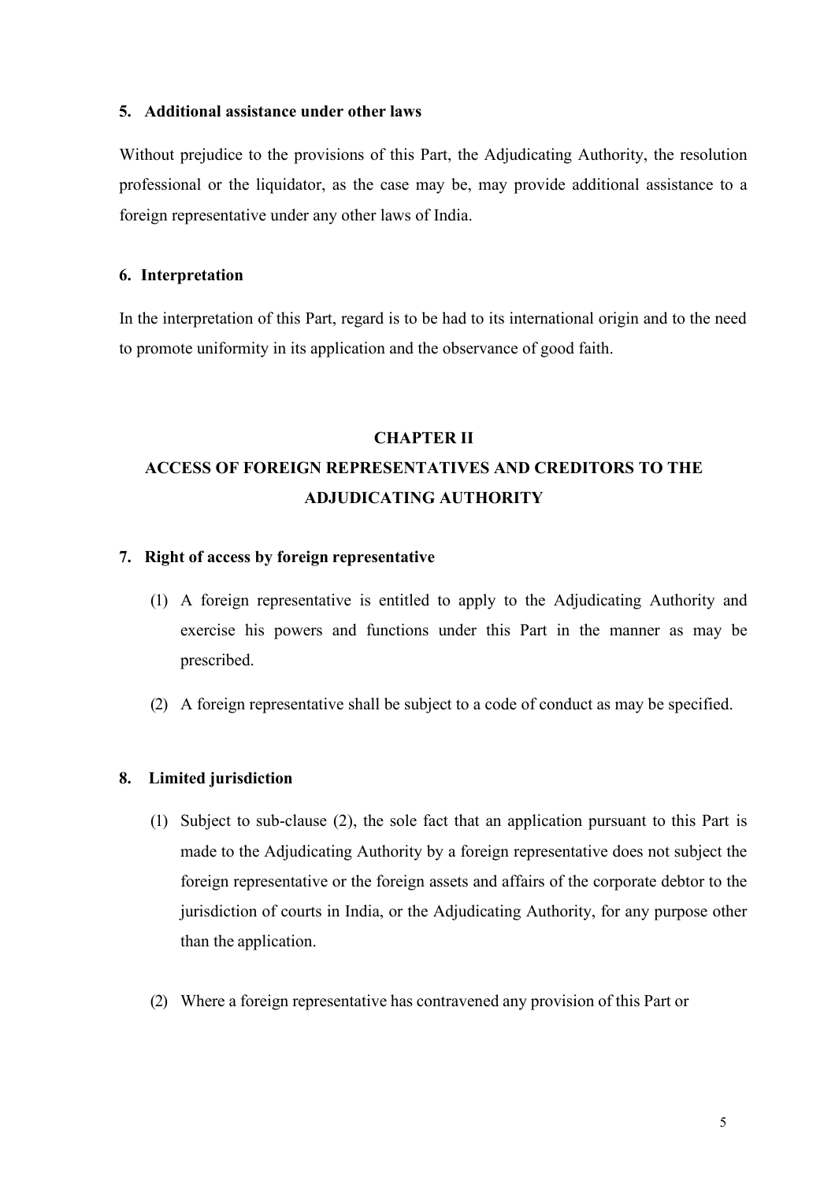**5. Additional assistance under other laws**

Without prejudice to the provisions of this Part, the Adjudicating Authority, the resolution professional or the liquidator, as the case may be, may provide additional assistance to a foreign representative under any other laws of India.

**6. Interpretation**

In the interpretation of this Part, regard is to be had to its international origin and to the need to promote uniformity in its application and the observance of good faith.

## CHAPTER II

## ACCESS OF FOREIGN REPRESENTATIVES AND CREDITORS TO THE ADJUDICATING AUTHORITY

**7. Right of access by foreign representative**

(1) A foreign representative is entitled to apply to the Adjudicating Authority and exercise his powers and functions under this Part in the manner as may be prescribed.

(2) A foreign representative shall be subject to a code of conduct as may be specified.

**8. Limited jurisdiction**

(1) Subject to sub-clause (2), the sole fact that an application pursuant to this Part is made to the Adjudicating Authority by a foreign representative does not subject the foreign representative or the foreign assets and affairs of the corporate debtor to the jurisdiction of courts in India, or the Adjudicating Authority, for any purpose other than the application.

(2) Where a foreign representative has contravened any provision of this Part or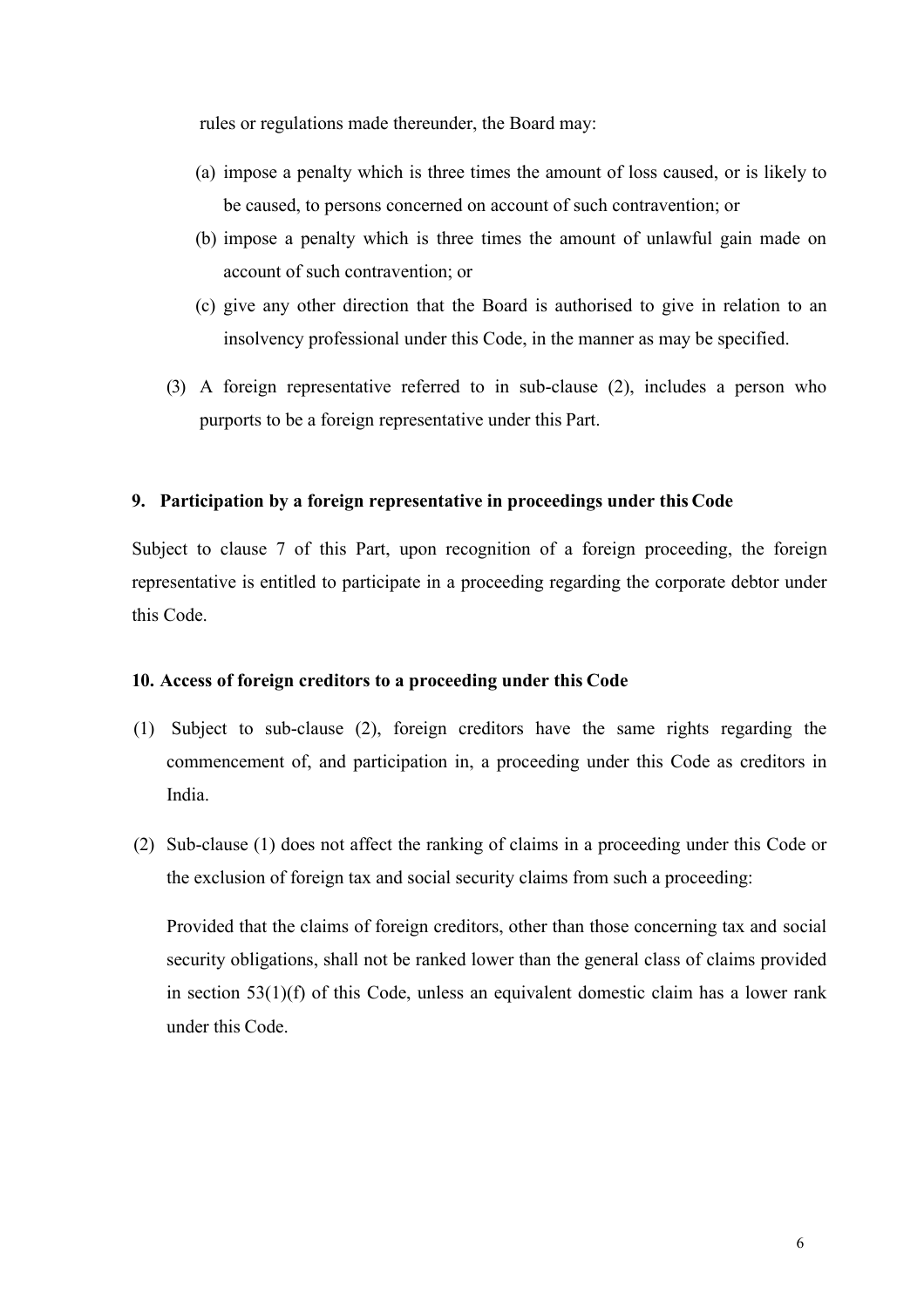rules or regulations made thereunder, the Board may:

(a) impose a penalty which is three times the amount of loss caused, or is likely to be caused, to persons concerned on account of such contravention; or
(b) impose a penalty which is three times the amount of unlawful gain made on account of such contravention; or
(c) give any other direction that the Board is authorised to give in relation to an insolvency professional under this Code, in the manner as may be specified.

(3) A foreign representative referred to in sub-clause (2), includes a person who purports to be a foreign representative under this Part.

**9. Participation by a foreign representative in proceedings under this Code**

Subject to clause 7 of this Part, upon recognition of a foreign proceeding, the foreign representative is entitled to participate in a proceeding regarding the corporate debtor under this Code.

**10. Access of foreign creditors to a proceeding under this Code**

(1) Subject to sub-clause (2), foreign creditors have the same rights regarding the commencement of, and participation in, a proceeding under this Code as creditors in India.

(2) Sub-clause (1) does not affect the ranking of claims in a proceeding under this Code or the exclusion of foreign tax and social security claims from such a proceeding:

Provided that the claims of foreign creditors, other than those concerning tax and social security obligations, shall not be ranked lower than the general class of claims provided in section 53(1)(f) of this Code, unless an equivalent domestic claim has a lower rank under this Code.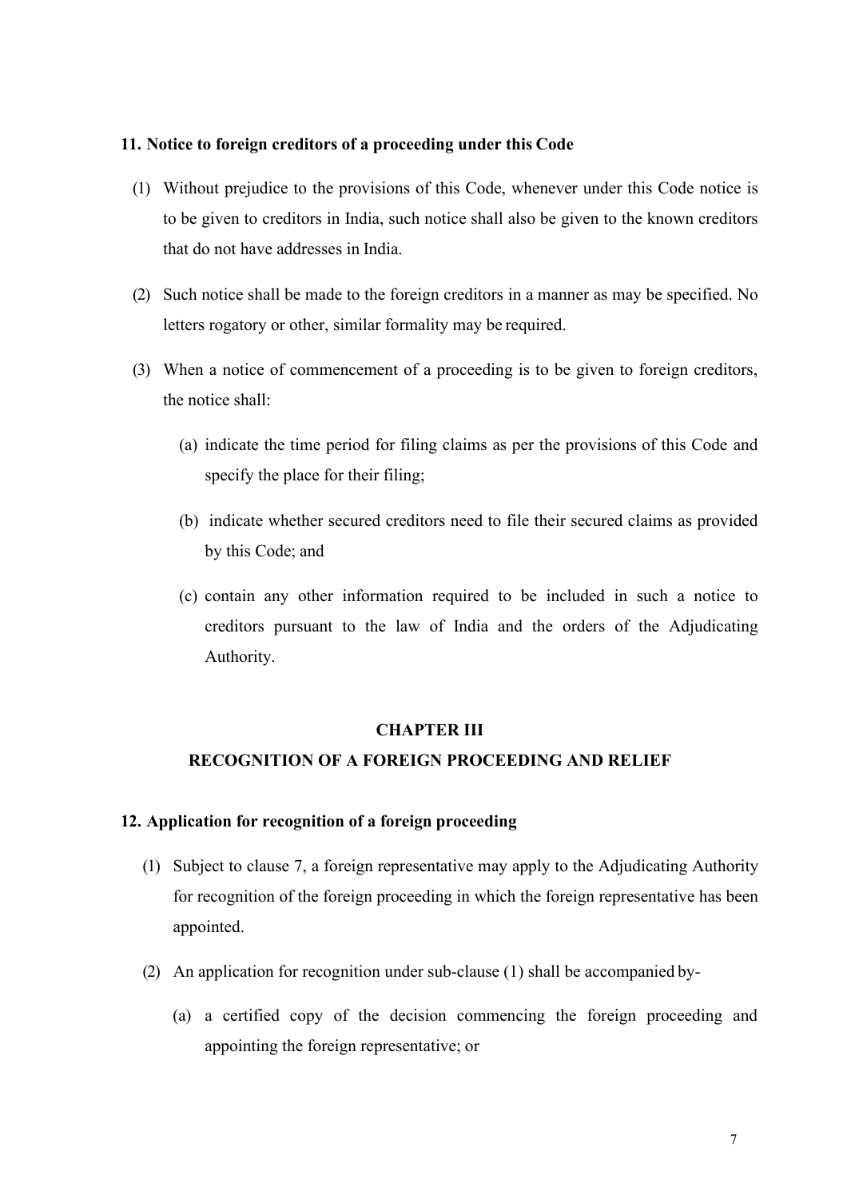**11. Notice to foreign creditors of a proceeding under this Code**

(1) Without prejudice to the provisions of this Code, whenever under this Code notice is to be given to creditors in India, such notice shall also be given to the known creditors that do not have addresses in India.

(2) Such notice shall be made to the foreign creditors in a manner as may be specified. No letters rogatory or other, similar formality may be required.

(3) When a notice of commencement of a proceeding is to be given to foreign creditors, the notice shall:

(a) indicate the time period for filing claims as per the provisions of this Code and specify the place for their filing;

(b) indicate whether secured creditors need to file their secured claims as provided by this Code; and

(c) contain any other information required to be included in such a notice to creditors pursuant to the law of India and the orders of the Adjudicating Authority.

## CHAPTER III

## RECOGNITION OF A FOREIGN PROCEEDING AND RELIEF

**12. Application for recognition of a foreign proceeding**

(1) Subject to clause 7, a foreign representative may apply to the Adjudicating Authority for recognition of the foreign proceeding in which the foreign representative has been appointed.

(2) An application for recognition under sub-clause (1) shall be accompanied by-

(a) a certified copy of the decision commencing the foreign proceeding and appointing the foreign representative; or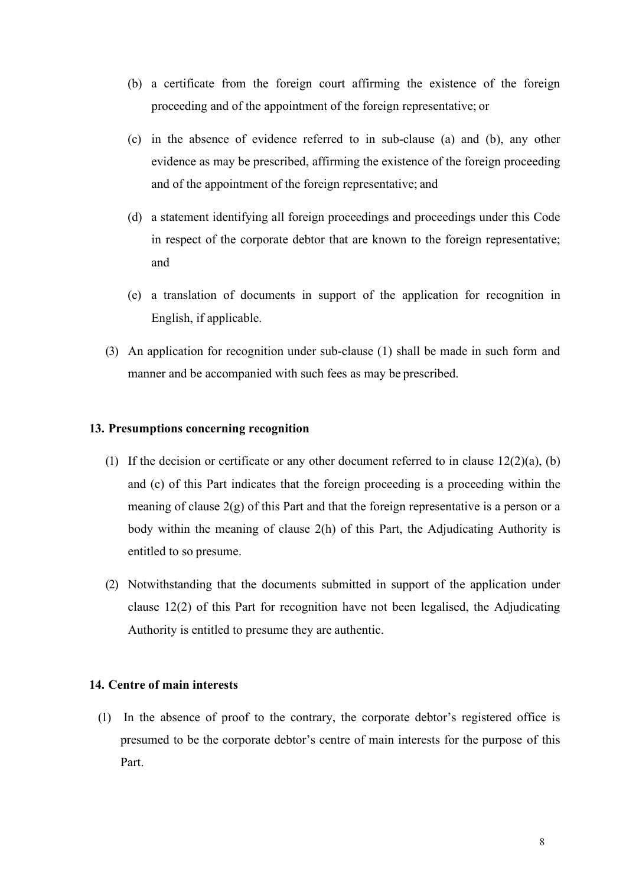(b) a certificate from the foreign court affirming the existence of the foreign proceeding and of the appointment of the foreign representative; or

(c) in the absence of evidence referred to in sub-clause (a) and (b), any other evidence as may be prescribed, affirming the existence of the foreign proceeding and of the appointment of the foreign representative; and

(d) a statement identifying all foreign proceedings and proceedings under this Code in respect of the corporate debtor that are known to the foreign representative; and

(e) a translation of documents in support of the application for recognition in English, if applicable.

(3) An application for recognition under sub-clause (1) shall be made in such form and manner and be accompanied with such fees as may be prescribed.

**13. Presumptions concerning recognition**

(1) If the decision or certificate or any other document referred to in clause 12(2)(a), (b) and (c) of this Part indicates that the foreign proceeding is a proceeding within the meaning of clause 2(g) of this Part and that the foreign representative is a person or a body within the meaning of clause 2(h) of this Part, the Adjudicating Authority is entitled to so presume.

(2) Notwithstanding that the documents submitted in support of the application under clause 12(2) of this Part for recognition have not been legalised, the Adjudicating Authority is entitled to presume they are authentic.

**14. Centre of main interests**

(1) In the absence of proof to the contrary, the corporate debtor's registered office is presumed to be the corporate debtor's centre of main interests for the purpose of this Part.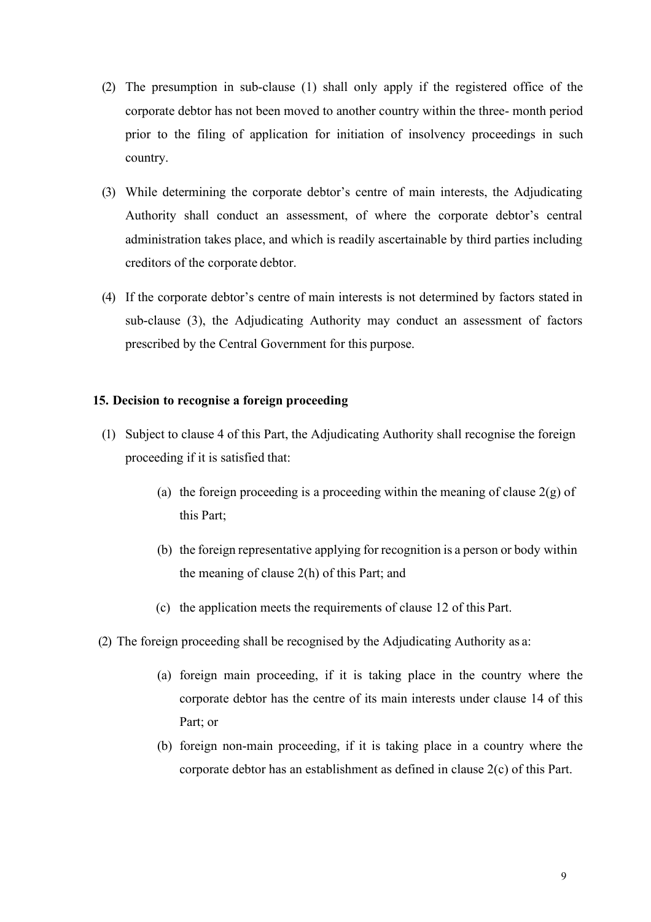(2) The presumption in sub-clause (1) shall only apply if the registered office of the corporate debtor has not been moved to another country within the three- month period prior to the filing of application for initiation of insolvency proceedings in such country.

(3) While determining the corporate debtor's centre of main interests, the Adjudicating Authority shall conduct an assessment, of where the corporate debtor's central administration takes place, and which is readily ascertainable by third parties including creditors of the corporate debtor.

(4) If the corporate debtor's centre of main interests is not determined by factors stated in sub-clause (3), the Adjudicating Authority may conduct an assessment of factors prescribed by the Central Government for this purpose.

**15. Decision to recognise a foreign proceeding**

(1) Subject to clause 4 of this Part, the Adjudicating Authority shall recognise the foreign proceeding if it is satisfied that:

(a) the foreign proceeding is a proceeding within the meaning of clause 2(g) of this Part;

(b) the foreign representative applying for recognition is a person or body within the meaning of clause 2(h) of this Part; and

(c) the application meets the requirements of clause 12 of this Part.

(2) The foreign proceeding shall be recognised by the Adjudicating Authority as a:

(a) foreign main proceeding, if it is taking place in the country where the corporate debtor has the centre of its main interests under clause 14 of this Part; or

(b) foreign non-main proceeding, if it is taking place in a country where the corporate debtor has an establishment as defined in clause 2(c) of this Part.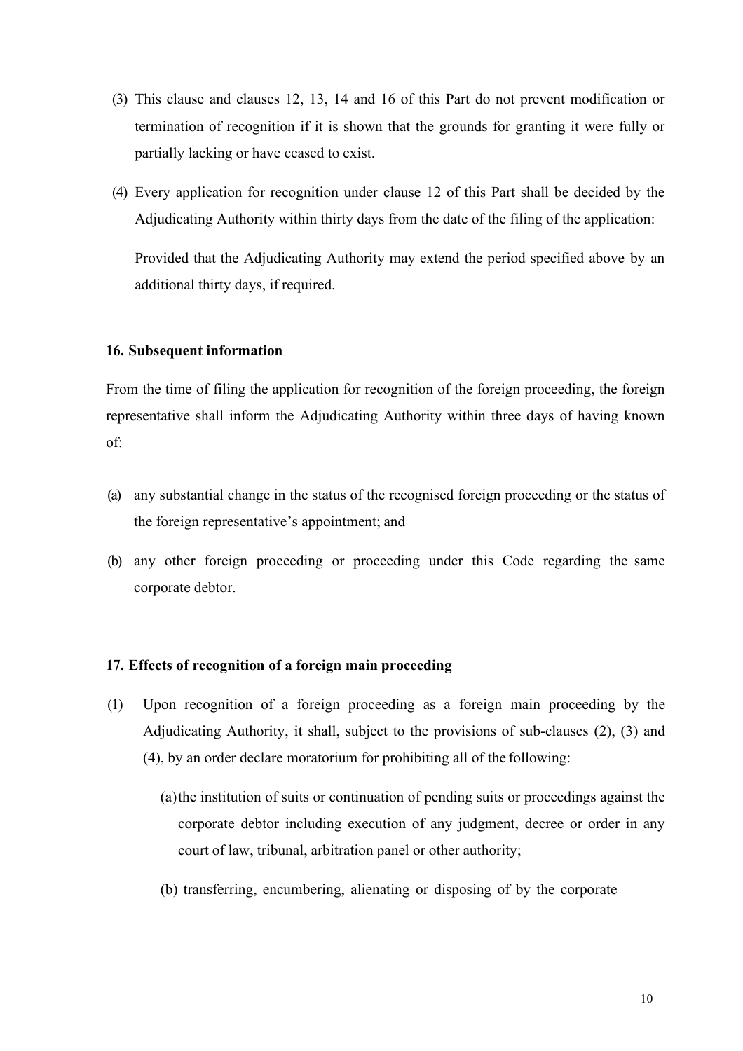(3) This clause and clauses 12, 13, 14 and 16 of this Part do not prevent modification or termination of recognition if it is shown that the grounds for granting it were fully or partially lacking or have ceased to exist.

(4) Every application for recognition under clause 12 of this Part shall be decided by the Adjudicating Authority within thirty days from the date of the filing of the application:

Provided that the Adjudicating Authority may extend the period specified above by an additional thirty days, if required.

**16. Subsequent information**

From the time of filing the application for recognition of the foreign proceeding, the foreign representative shall inform the Adjudicating Authority within three days of having known of:

(a) any substantial change in the status of the recognised foreign proceeding or the status of the foreign representative's appointment; and

(b) any other foreign proceeding or proceeding under this Code regarding the same corporate debtor.

**17. Effects of recognition of a foreign main proceeding**

(1) Upon recognition of a foreign proceeding as a foreign main proceeding by the Adjudicating Authority, it shall, subject to the provisions of sub-clauses (2), (3) and (4), by an order declare moratorium for prohibiting all of the following:

(a) the institution of suits or continuation of pending suits or proceedings against the corporate debtor including execution of any judgment, decree or order in any court of law, tribunal, arbitration panel or other authority;

(b) transferring, encumbering, alienating or disposing of by the corporate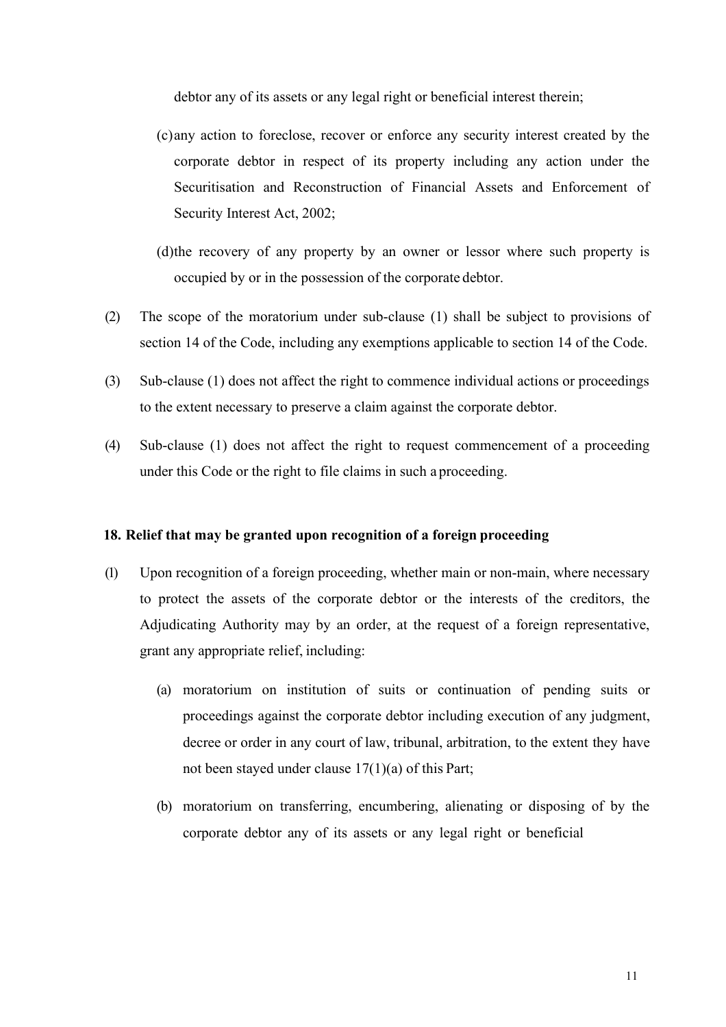debtor any of its assets or any legal right or beneficial interest therein;

(c) any action to foreclose, recover or enforce any security interest created by the corporate debtor in respect of its property including any action under the Securitisation and Reconstruction of Financial Assets and Enforcement of Security Interest Act, 2002;

(d) the recovery of any property by an owner or lessor where such property is occupied by or in the possession of the corporate debtor.

(2) The scope of the moratorium under sub-clause (1) shall be subject to provisions of section 14 of the Code, including any exemptions applicable to section 14 of the Code.

(3) Sub-clause (1) does not affect the right to commence individual actions or proceedings to the extent necessary to preserve a claim against the corporate debtor.

(4) Sub-clause (1) does not affect the right to request commencement of a proceeding under this Code or the right to file claims in such a proceeding.

**18. Relief that may be granted upon recognition of a foreign proceeding**

(1) Upon recognition of a foreign proceeding, whether main or non-main, where necessary to protect the assets of the corporate debtor or the interests of the creditors, the Adjudicating Authority may by an order, at the request of a foreign representative, grant any appropriate relief, including:

(a) moratorium on institution of suits or continuation of pending suits or proceedings against the corporate debtor including execution of any judgment, decree or order in any court of law, tribunal, arbitration, to the extent they have not been stayed under clause 17(1)(a) of this Part;

(b) moratorium on transferring, encumbering, alienating or disposing of by the corporate debtor any of its assets or any legal right or beneficial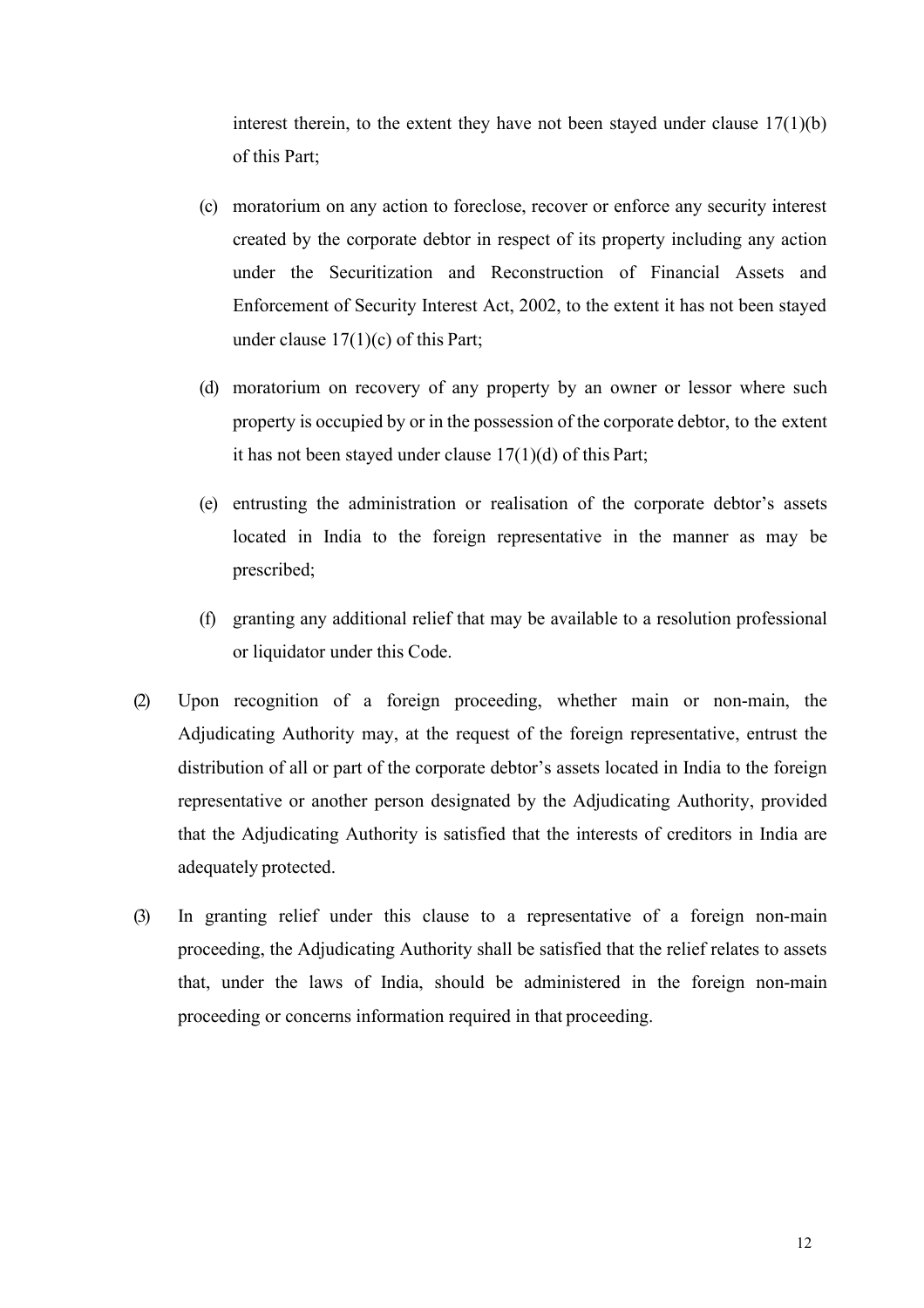interest therein, to the extent they have not been stayed under clause 17(1)(b) of this Part;

(c) moratorium on any action to foreclose, recover or enforce any security interest created by the corporate debtor in respect of its property including any action under the Securitization and Reconstruction of Financial Assets and Enforcement of Security Interest Act, 2002, to the extent it has not been stayed under clause 17(1)(c) of this Part;

(d) moratorium on recovery of any property by an owner or lessor where such property is occupied by or in the possession of the corporate debtor, to the extent it has not been stayed under clause 17(1)(d) of this Part;

(e) entrusting the administration or realisation of the corporate debtor's assets located in India to the foreign representative in the manner as may be prescribed;

(f) granting any additional relief that may be available to a resolution professional or liquidator under this Code.

(2) Upon recognition of a foreign proceeding, whether main or non-main, the Adjudicating Authority may, at the request of the foreign representative, entrust the distribution of all or part of the corporate debtor's assets located in India to the foreign representative or another person designated by the Adjudicating Authority, provided that the Adjudicating Authority is satisfied that the interests of creditors in India are adequately protected.

(3) In granting relief under this clause to a representative of a foreign non-main proceeding, the Adjudicating Authority shall be satisfied that the relief relates to assets that, under the laws of India, should be administered in the foreign non-main proceeding or concerns information required in that proceeding.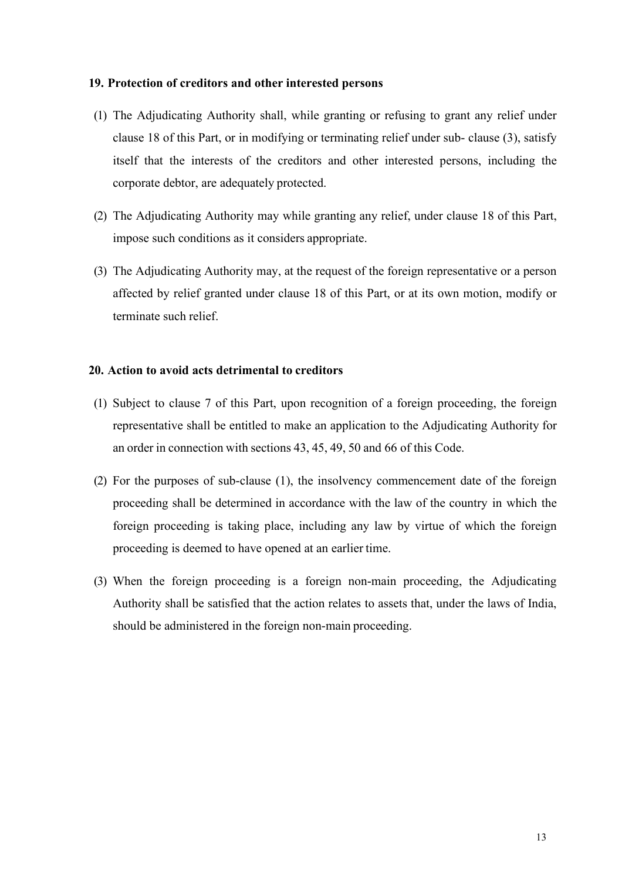### 19. Protection of creditors and other interested persons

(1) The Adjudicating Authority shall, while granting or refusing to grant any relief under clause 18 of this Part, or in modifying or terminating relief under sub- clause (3), satisfy itself that the interests of the creditors and other interested persons, including the corporate debtor, are adequately protected.

(2) The Adjudicating Authority may while granting any relief, under clause 18 of this Part, impose such conditions as it considers appropriate.

(3) The Adjudicating Authority may, at the request of the foreign representative or a person affected by relief granted under clause 18 of this Part, or at its own motion, modify or terminate such relief.

### 20. Action to avoid acts detrimental to creditors

(1) Subject to clause 7 of this Part, upon recognition of a foreign proceeding, the foreign representative shall be entitled to make an application to the Adjudicating Authority for an order in connection with sections 43, 45, 49, 50 and 66 of this Code.

(2) For the purposes of sub-clause (1), the insolvency commencement date of the foreign proceeding shall be determined in accordance with the law of the country in which the foreign proceeding is taking place, including any law by virtue of which the foreign proceeding is deemed to have opened at an earlier time.

(3) When the foreign proceeding is a foreign non-main proceeding, the Adjudicating Authority shall be satisfied that the action relates to assets that, under the laws of India, should be administered in the foreign non-main proceeding.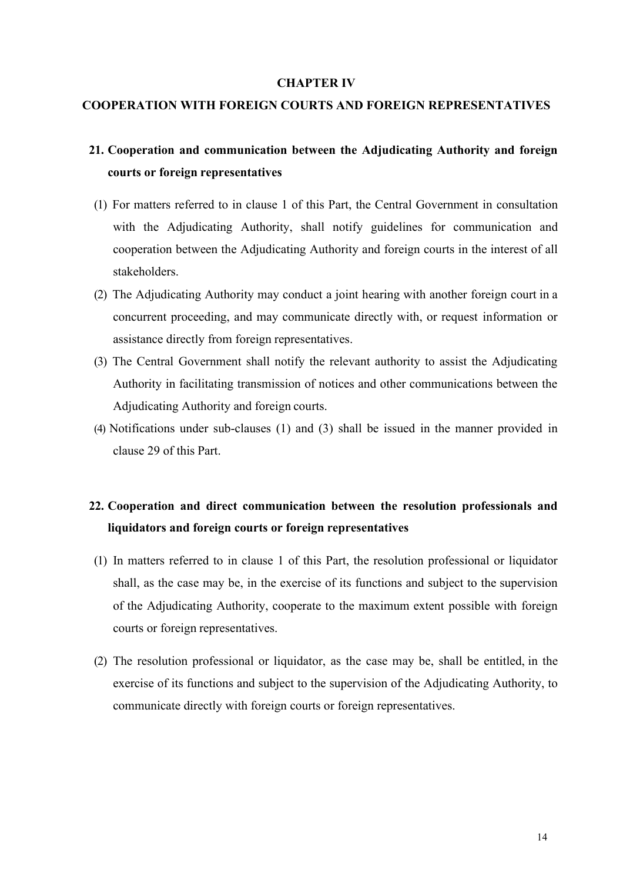## CHAPTER IV

## COOPERATION WITH FOREIGN COURTS AND FOREIGN REPRESENTATIVES

### 21. Cooperation and communication between the Adjudicating Authority and foreign courts or foreign representatives

(1) For matters referred to in clause 1 of this Part, the Central Government in consultation with the Adjudicating Authority, shall notify guidelines for communication and cooperation between the Adjudicating Authority and foreign courts in the interest of all stakeholders.

(2) The Adjudicating Authority may conduct a joint hearing with another foreign court in a concurrent proceeding, and may communicate directly with, or request information or assistance directly from foreign representatives.

(3) The Central Government shall notify the relevant authority to assist the Adjudicating Authority in facilitating transmission of notices and other communications between the Adjudicating Authority and foreign courts.

(4) Notifications under sub-clauses (1) and (3) shall be issued in the manner provided in clause 29 of this Part.

### 22. Cooperation and direct communication between the resolution professionals and liquidators and foreign courts or foreign representatives

(1) In matters referred to in clause 1 of this Part, the resolution professional or liquidator shall, as the case may be, in the exercise of its functions and subject to the supervision of the Adjudicating Authority, cooperate to the maximum extent possible with foreign courts or foreign representatives.

(2) The resolution professional or liquidator, as the case may be, shall be entitled, in the exercise of its functions and subject to the supervision of the Adjudicating Authority, to communicate directly with foreign courts or foreign representatives.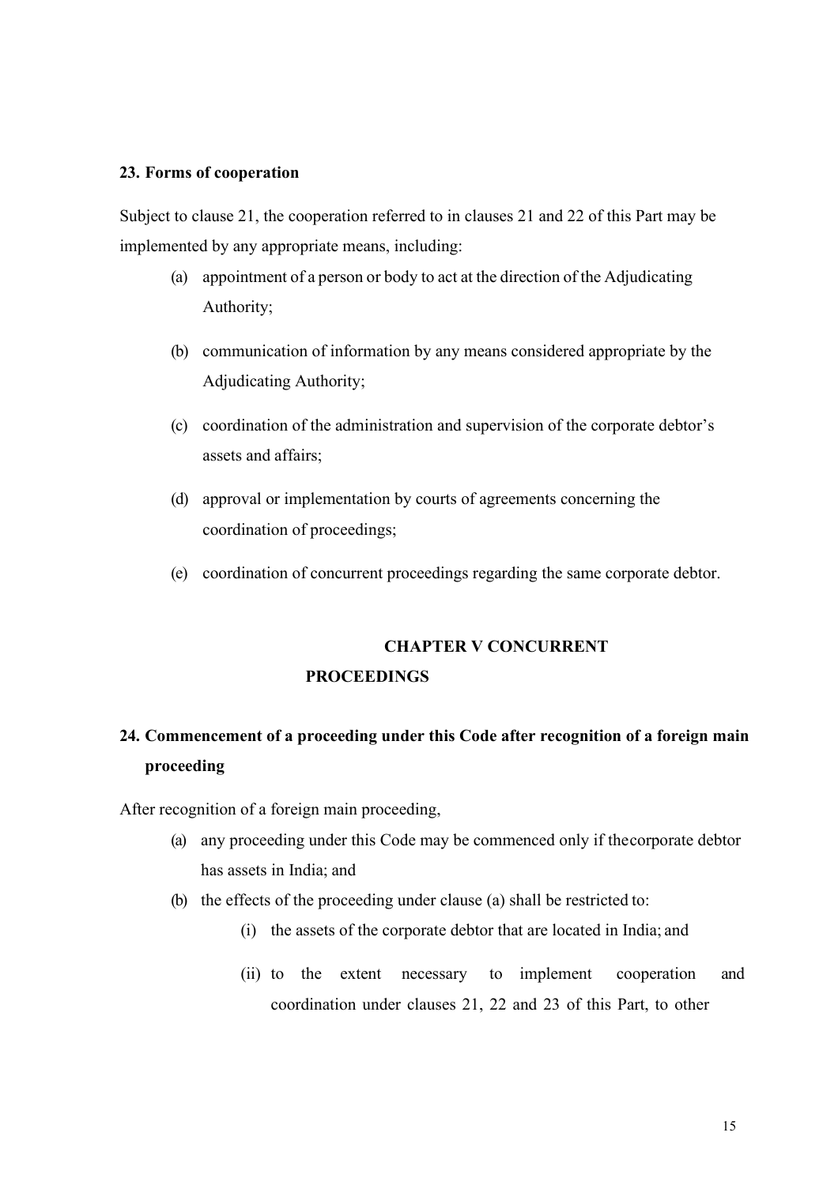### 23. Forms of cooperation

Subject to clause 21, the cooperation referred to in clauses 21 and 22 of this Part may be implemented by any appropriate means, including:

(a) appointment of a person or body to act at the direction of the Adjudicating Authority;

(b) communication of information by any means considered appropriate by the Adjudicating Authority;

(c) coordination of the administration and supervision of the corporate debtor's assets and affairs;

(d) approval or implementation by courts of agreements concerning the coordination of proceedings;

(e) coordination of concurrent proceedings regarding the same corporate debtor.

## CHAPTER V CONCURRENT PROCEEDINGS

### 24. Commencement of a proceeding under this Code after recognition of a foreign main proceeding

After recognition of a foreign main proceeding,

(a) any proceeding under this Code may be commenced only if the corporate debtor has assets in India; and

(b) the effects of the proceeding under clause (a) shall be restricted to:

(i) the assets of the corporate debtor that are located in India; and

(ii) to the extent necessary to implement cooperation and coordination under clauses 21, 22 and 23 of this Part, to other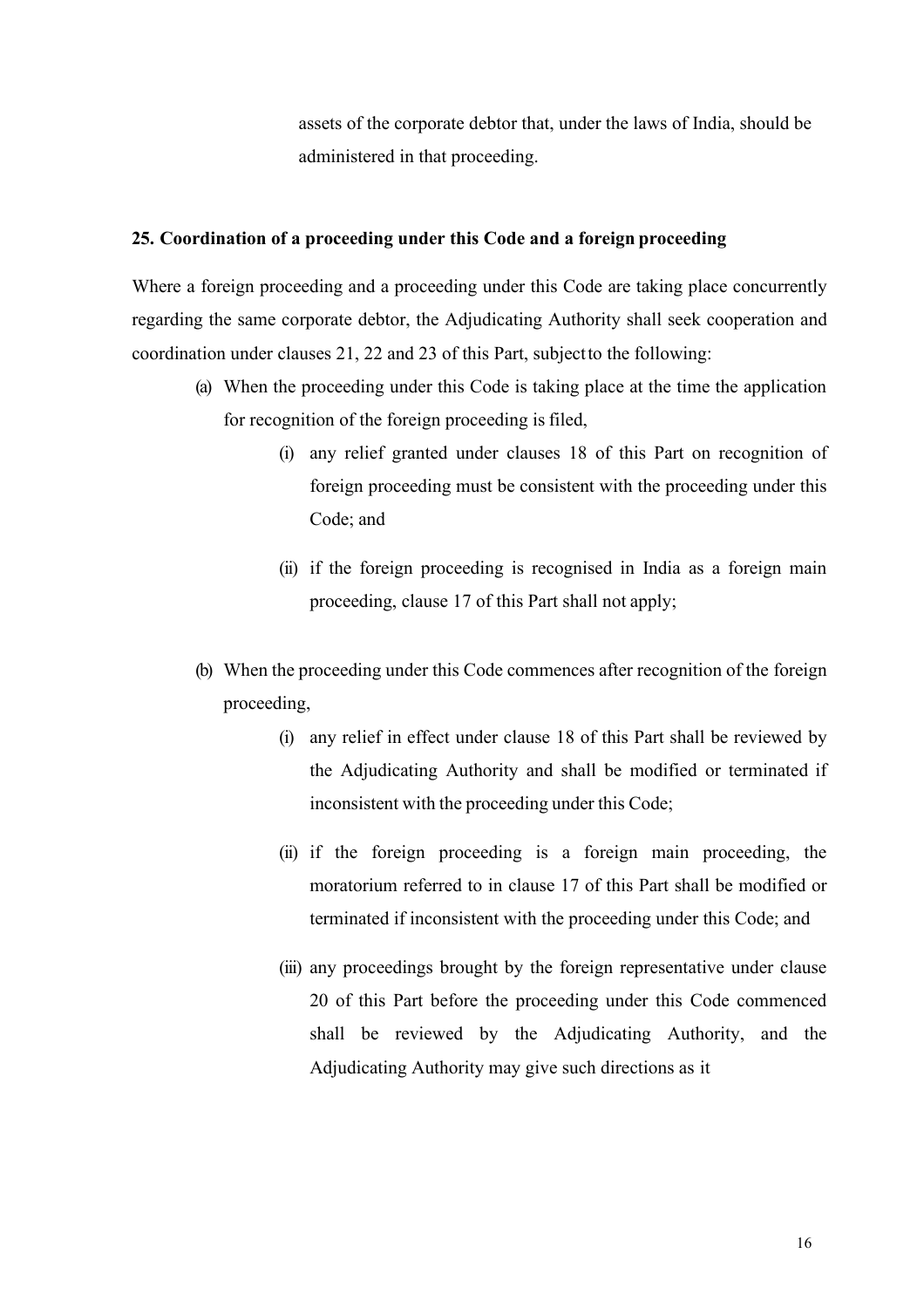assets of the corporate debtor that, under the laws of India, should be administered in that proceeding.

**25. Coordination of a proceeding under this Code and a foreign proceeding**

Where a foreign proceeding and a proceeding under this Code are taking place concurrently regarding the same corporate debtor, the Adjudicating Authority shall seek cooperation and coordination under clauses 21, 22 and 23 of this Part, subject to the following:

(a) When the proceeding under this Code is taking place at the time the application for recognition of the foreign proceeding is filed,

   (i) any relief granted under clauses 18 of this Part on recognition of foreign proceeding must be consistent with the proceeding under this Code; and

   (ii) if the foreign proceeding is recognised in India as a foreign main proceeding, clause 17 of this Part shall not apply;

(b) When the proceeding under this Code commences after recognition of the foreign proceeding,

   (i) any relief in effect under clause 18 of this Part shall be reviewed by the Adjudicating Authority and shall be modified or terminated if inconsistent with the proceeding under this Code;

   (ii) if the foreign proceeding is a foreign main proceeding, the moratorium referred to in clause 17 of this Part shall be modified or terminated if inconsistent with the proceeding under this Code; and

   (iii) any proceedings brought by the foreign representative under clause 20 of this Part before the proceeding under this Code commenced shall be reviewed by the Adjudicating Authority, and the Adjudicating Authority may give such directions as it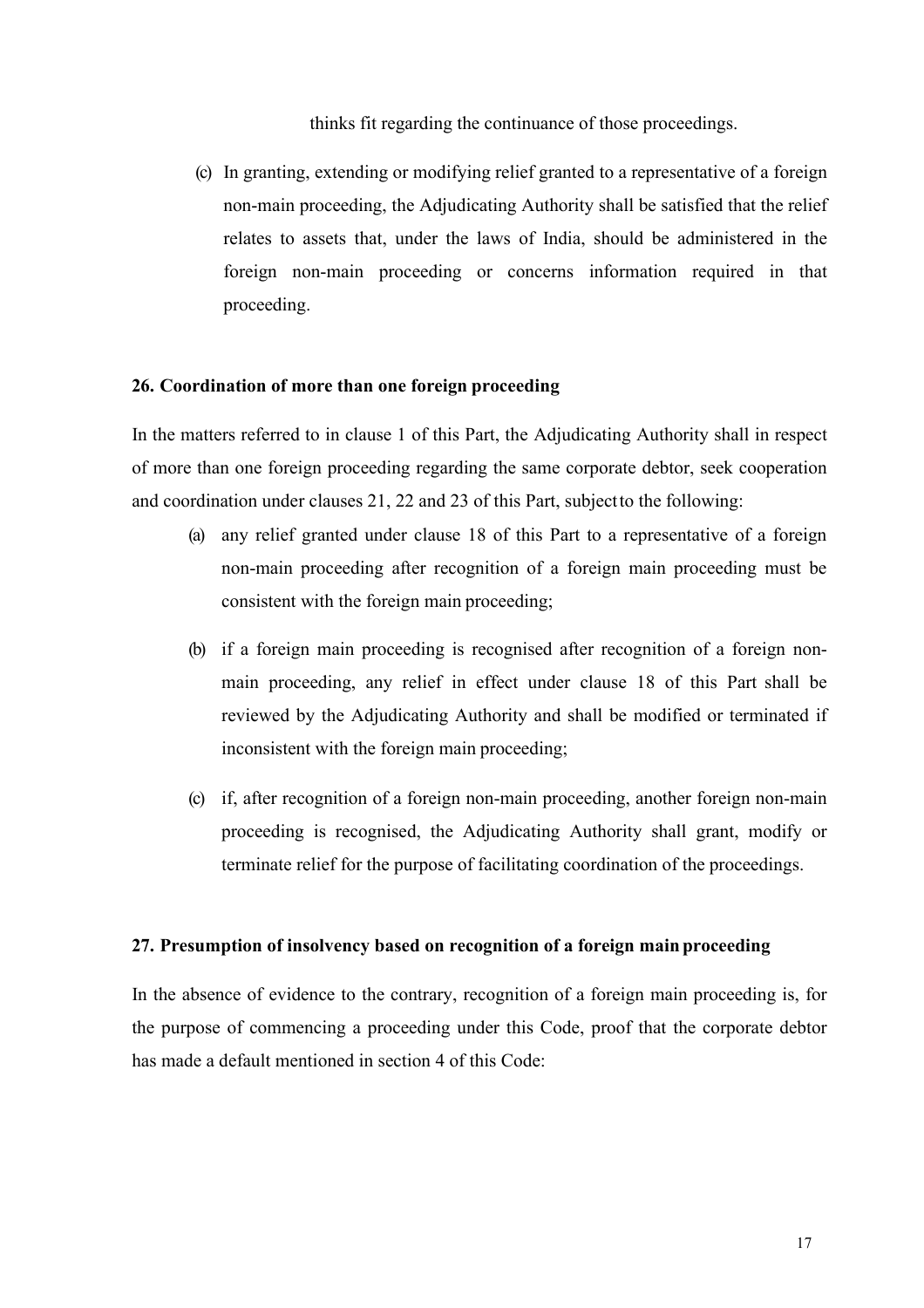thinks fit regarding the continuance of those proceedings.

(c) In granting, extending or modifying relief granted to a representative of a foreign non-main proceeding, the Adjudicating Authority shall be satisfied that the relief relates to assets that, under the laws of India, should be administered in the foreign non-main proceeding or concerns information required in that proceeding.

### 26. Coordination of more than one foreign proceeding

In the matters referred to in clause 1 of this Part, the Adjudicating Authority shall in respect of more than one foreign proceeding regarding the same corporate debtor, seek cooperation and coordination under clauses 21, 22 and 23 of this Part, subject to the following:

(a) any relief granted under clause 18 of this Part to a representative of a foreign non-main proceeding after recognition of a foreign main proceeding must be consistent with the foreign main proceeding;

(b) if a foreign main proceeding is recognised after recognition of a foreign non-main proceeding, any relief in effect under clause 18 of this Part shall be reviewed by the Adjudicating Authority and shall be modified or terminated if inconsistent with the foreign main proceeding;

(c) if, after recognition of a foreign non-main proceeding, another foreign non-main proceeding is recognised, the Adjudicating Authority shall grant, modify or terminate relief for the purpose of facilitating coordination of the proceedings.

### 27. Presumption of insolvency based on recognition of a foreign main proceeding

In the absence of evidence to the contrary, recognition of a foreign main proceeding is, for the purpose of commencing a proceeding under this Code, proof that the corporate debtor has made a default mentioned in section 4 of this Code: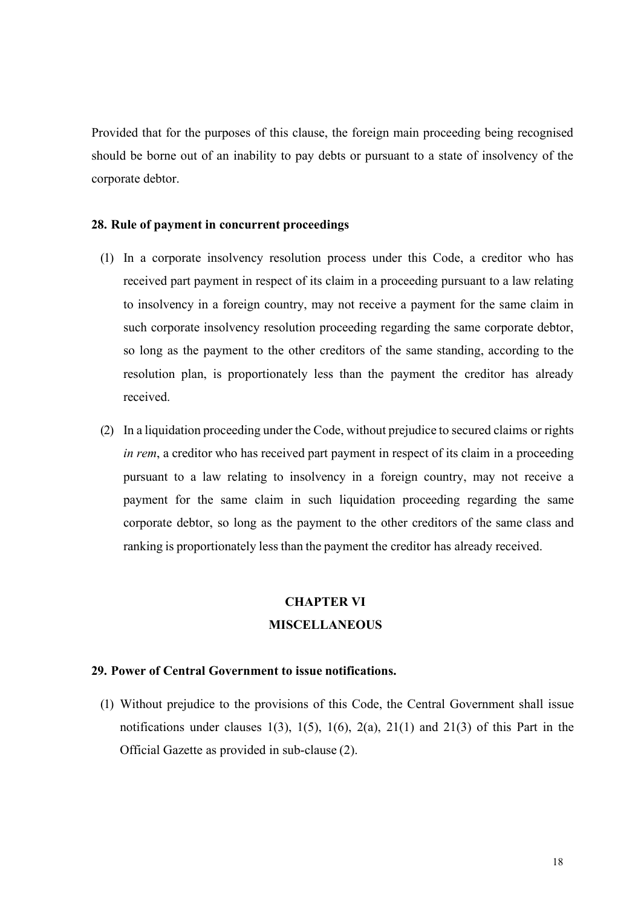Provided that for the purposes of this clause, the foreign main proceeding being recognised should be borne out of an inability to pay debts or pursuant to a state of insolvency of the corporate debtor.

**28. Rule of payment in concurrent proceedings**

(1) In a corporate insolvency resolution process under this Code, a creditor who has received part payment in respect of its claim in a proceeding pursuant to a law relating to insolvency in a foreign country, may not receive a payment for the same claim in such corporate insolvency resolution proceeding regarding the same corporate debtor, so long as the payment to the other creditors of the same standing, according to the resolution plan, is proportionately less than the payment the creditor has already received.

(2) In a liquidation proceeding under the Code, without prejudice to secured claims or rights *in rem*, a creditor who has received part payment in respect of its claim in a proceeding pursuant to a law relating to insolvency in a foreign country, may not receive a payment for the same claim in such liquidation proceeding regarding the same corporate debtor, so long as the payment to the other creditors of the same class and ranking is proportionately less than the payment the creditor has already received.

## CHAPTER VI
## MISCELLANEOUS

**29. Power of Central Government to issue notifications.**

(1) Without prejudice to the provisions of this Code, the Central Government shall issue notifications under clauses 1(3), 1(5), 1(6), 2(a), 21(1) and 21(3) of this Part in the Official Gazette as provided in sub-clause (2).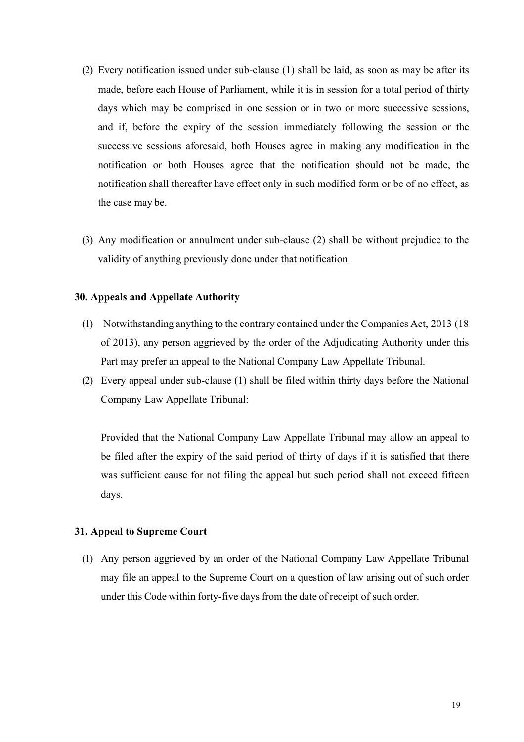(2) Every notification issued under sub-clause (1) shall be laid, as soon as may be after its made, before each House of Parliament, while it is in session for a total period of thirty days which may be comprised in one session or in two or more successive sessions, and if, before the expiry of the session immediately following the session or the successive sessions aforesaid, both Houses agree in making any modification in the notification or both Houses agree that the notification should not be made, the notification shall thereafter have effect only in such modified form or be of no effect, as the case may be.

(3) Any modification or annulment under sub-clause (2) shall be without prejudice to the validity of anything previously done under that notification.

**30. Appeals and Appellate Authority**

(1) Notwithstanding anything to the contrary contained under the Companies Act, 2013 (18 of 2013), any person aggrieved by the order of the Adjudicating Authority under this Part may prefer an appeal to the National Company Law Appellate Tribunal.

(2) Every appeal under sub-clause (1) shall be filed within thirty days before the National Company Law Appellate Tribunal:

Provided that the National Company Law Appellate Tribunal may allow an appeal to be filed after the expiry of the said period of thirty of days if it is satisfied that there was sufficient cause for not filing the appeal but such period shall not exceed fifteen days.

**31. Appeal to Supreme Court**

(1) Any person aggrieved by an order of the National Company Law Appellate Tribunal may file an appeal to the Supreme Court on a question of law arising out of such order under this Code within forty-five days from the date of receipt of such order.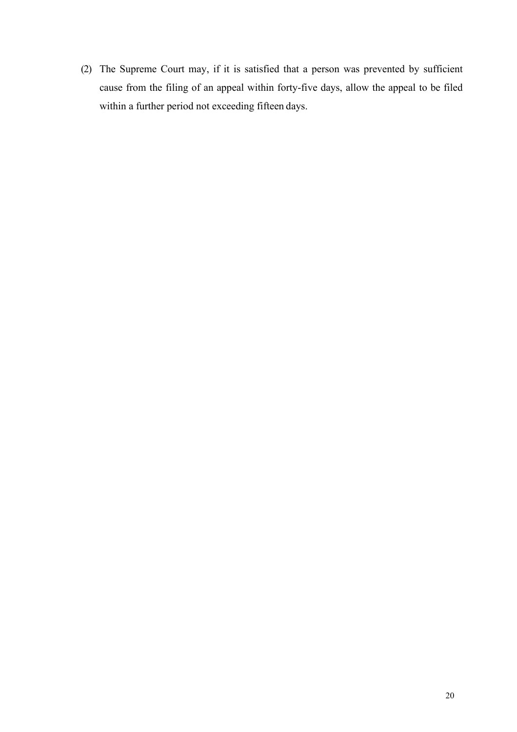(2) The Supreme Court may, if it is satisfied that a person was prevented by sufficient cause from the filing of an appeal within forty-five days, allow the appeal to be filed within a further period not exceeding fifteen days.